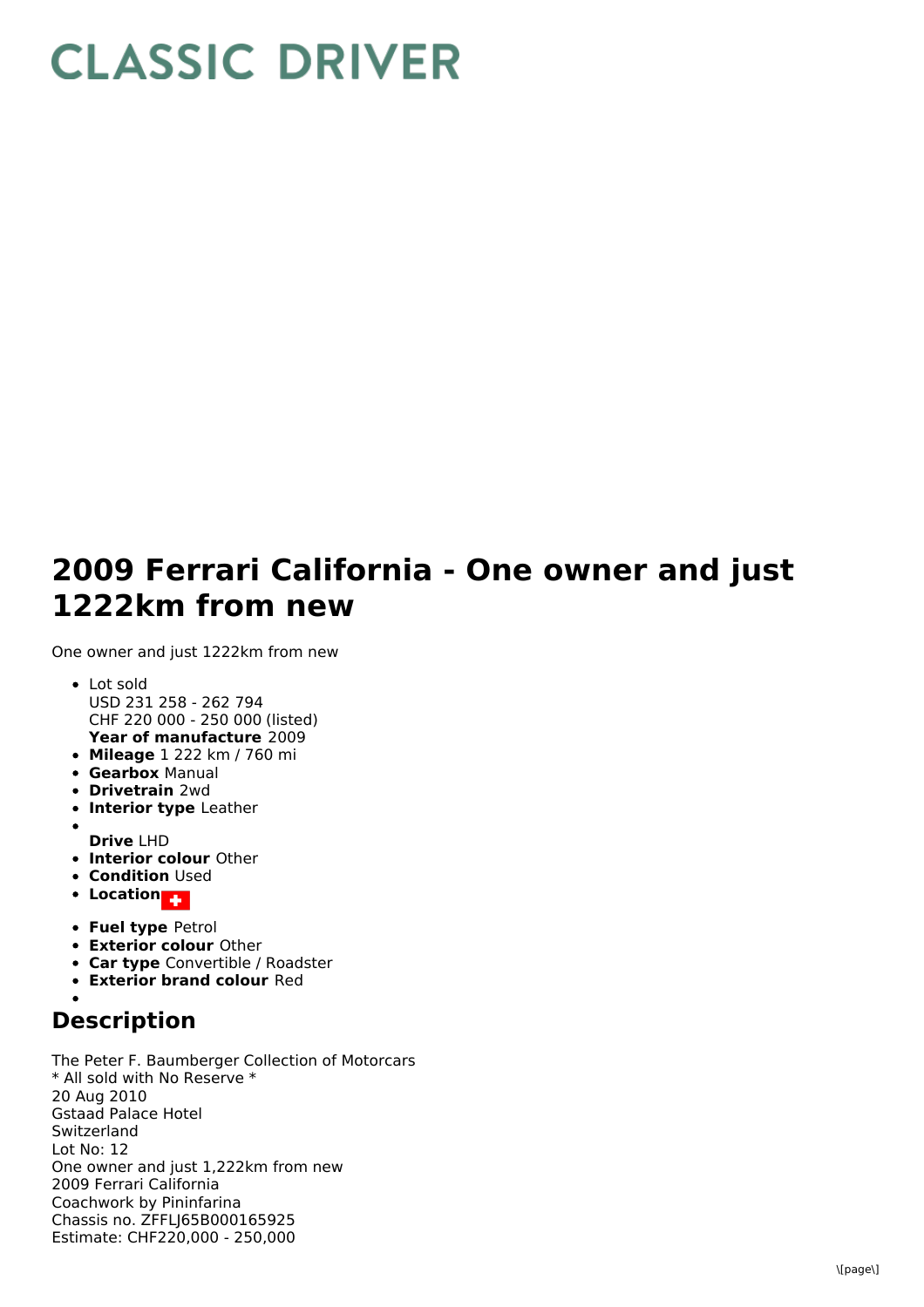# CLASSIC DRIVER

# 2009 Ferrari California - One owner and just 1222km from new

One owner and just 1222km from new

- Lot sold
  USD 231 258 - 262 794
  CHF 220 000 - 250 000 (listed)
  **Year of manufacture** 2009
- **Mileage** 1 222 km / 760 mi
- **Gearbox** Manual
- **Drivetrain** 2wd
- **Interior type** Leather
- 
  **Drive** LHD
- **Interior colour** Other
- **Condition** Used
- **Location**
- **Fuel type** Petrol
- **Exterior colour** Other
- **Car type** Convertible / Roadster
- **Exterior brand colour** Red
- 

## Description

The Peter F. Baumberger Collection of Motorcars
* All sold with No Reserve *
20 Aug 2010
Gstaad Palace Hotel
Switzerland
Lot No: 12
One owner and just 1,222km from new
2009 Ferrari California
Coachwork by Pininfarina
Chassis no. ZFFLJ65B000165925
Estimate: CHF220,000 - 250,000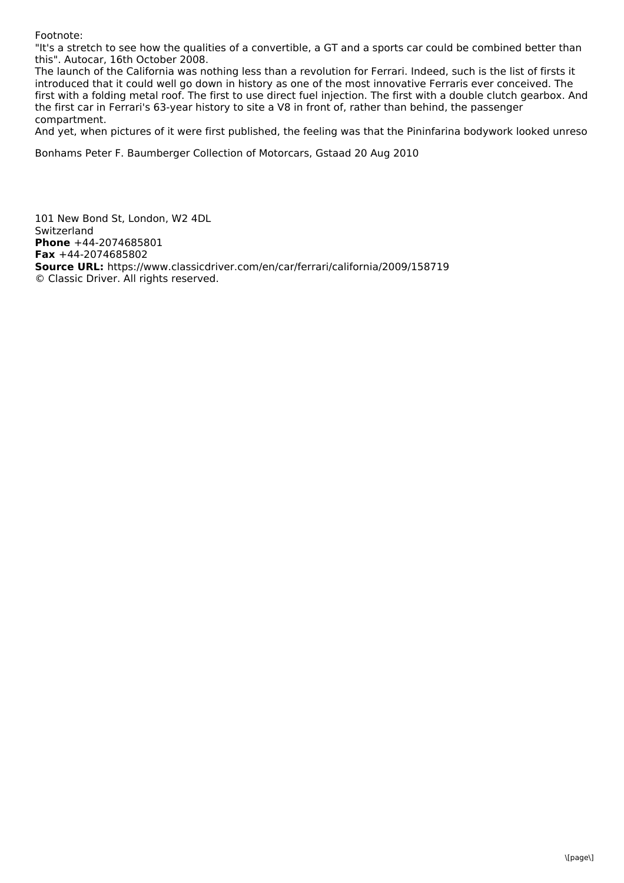Footnote:

"It's a stretch to see how the qualities of a convertible, a GT and a sports car could be combined better than this". Autocar, 16th October 2008.

The launch of the California was nothing less than a revolution for Ferrari. Indeed, such is the list of firsts it introduced that it could well go down in history as one of the most innovative Ferraris ever conceived. The first with a folding metal roof. The first to use direct fuel injection. The first with a double clutch gearbox. And the first car in Ferrari's 63-year history to site a V8 in front of, rather than behind, the passenger compartment.

And yet, when pictures of it were first published, the feeling was that the Pininfarina bodywork looked unreso

Bonhams Peter F. Baumberger Collection of Motorcars, Gstaad 20 Aug 2010

101 New Bond St, London, W2 4DL
Switzerland
**Phone** +44-2074685801
**Fax** +44-2074685802
**Source URL:** https://www.classicdriver.com/en/car/ferrari/california/2009/158719
© Classic Driver. All rights reserved.